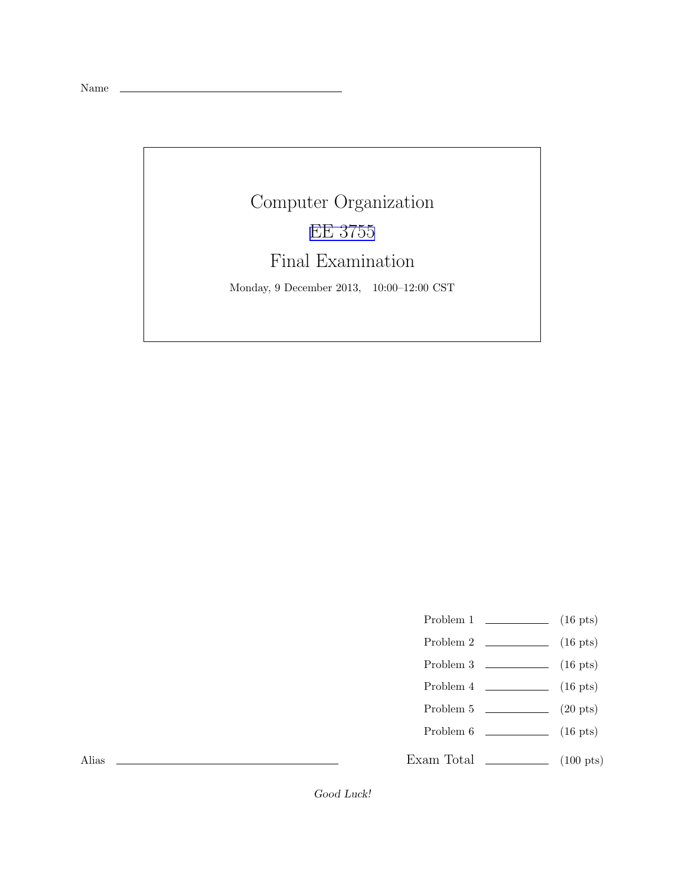Name \_\_\_\_\_\_\_\_\_\_\_\_\_\_\_\_\_\_\_\_\_\_\_\_\_\_\_\_\_\_

# Computer Organization

## EE 3755

## Final Examination

Monday, 9 December 2013, 10:00–12:00 CST

| | | |
|---|---|---|
| Problem 1 | \_\_\_\_\_\_\_\_ | (16 pts) |
| Problem 2 | \_\_\_\_\_\_\_\_ | (16 pts) |
| Problem 3 | \_\_\_\_\_\_\_\_ | (16 pts) |
| Problem 4 | \_\_\_\_\_\_\_\_ | (16 pts) |
| Problem 5 | \_\_\_\_\_\_\_\_ | (20 pts) |
| Problem 6 | \_\_\_\_\_\_\_\_ | (16 pts) |
| Exam Total | \_\_\_\_\_\_\_\_ | (100 pts) |

Alias \_\_\_\_\_\_\_\_\_\_\_\_\_\_\_\_\_\_\_\_\_\_\_\_\_\_\_\_\_\_

*Good Luck!*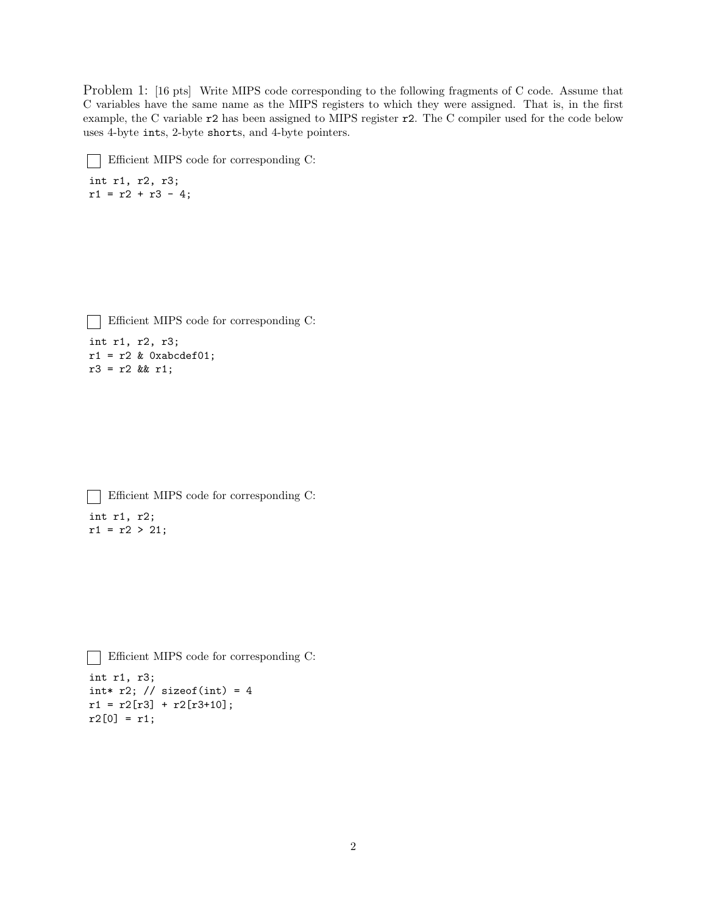Problem 1: [16 pts] Write MIPS code corresponding to the following fragments of C code. Assume that C variables have the same name as the MIPS registers to which they were assigned. That is, in the first example, the C variable `r2` has been assigned to MIPS register `r2`. The C compiler used for the code below uses 4-byte `int`s, 2-byte `short`s, and 4-byte pointers.

☐ Efficient MIPS code for corresponding C:

```
int r1, r2, r3;
r1 = r2 + r3 - 4;
```

☐ Efficient MIPS code for corresponding C:

```
int r1, r2, r3;
r1 = r2 & 0xabcdef01;
r3 = r2 && r1;
```

☐ Efficient MIPS code for corresponding C:

```
int r1, r2;
r1 = r2 > 21;
```

☐ Efficient MIPS code for corresponding C:

```
int r1, r3;
int* r2; // sizeof(int) = 4
r1 = r2[r3] + r2[r3+10];
r2[0] = r1;
```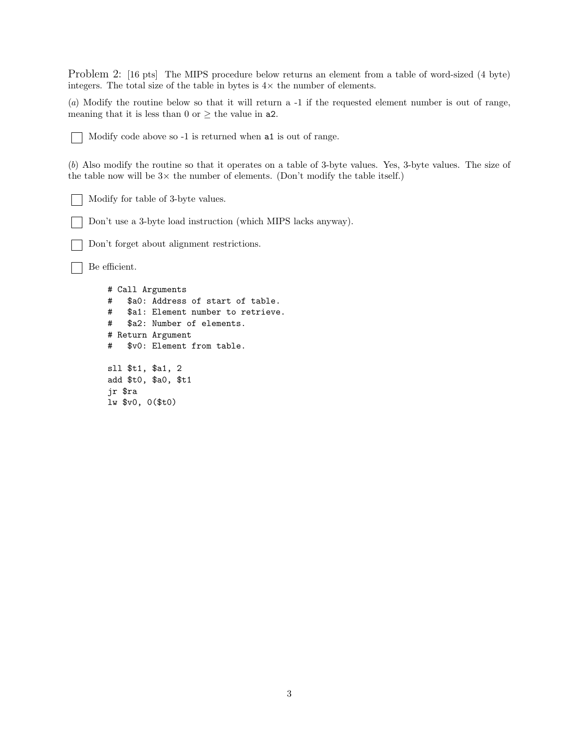Problem 2: [16 pts] The MIPS procedure below returns an element from a table of word-sized (4 byte) integers. The total size of the table in bytes is $4\times$ the number of elements.

(*a*) Modify the routine below so that it will return a -1 if the requested element number is out of range, meaning that it is less than 0 or $\geq$ the value in `a2`.

☐ Modify code above so -1 is returned when `a1` is out of range.

(*b*) Also modify the routine so that it operates on a table of 3-byte values. Yes, 3-byte values. The size of the table now will be $3\times$ the number of elements. (Don't modify the table itself.)

☐ Modify for table of 3-byte values.

☐ Don't use a 3-byte load instruction (which MIPS lacks anyway).

☐ Don't forget about alignment restrictions.

☐ Be efficient.

```
# Call Arguments
#   $a0: Address of start of table.
#   $a1: Element number to retrieve.
#   $a2: Number of elements.
# Return Argument
#   $v0: Element from table.

sll $t1, $a1, 2
add $t0, $a0, $t1
jr $ra
lw $v0, 0($t0)
```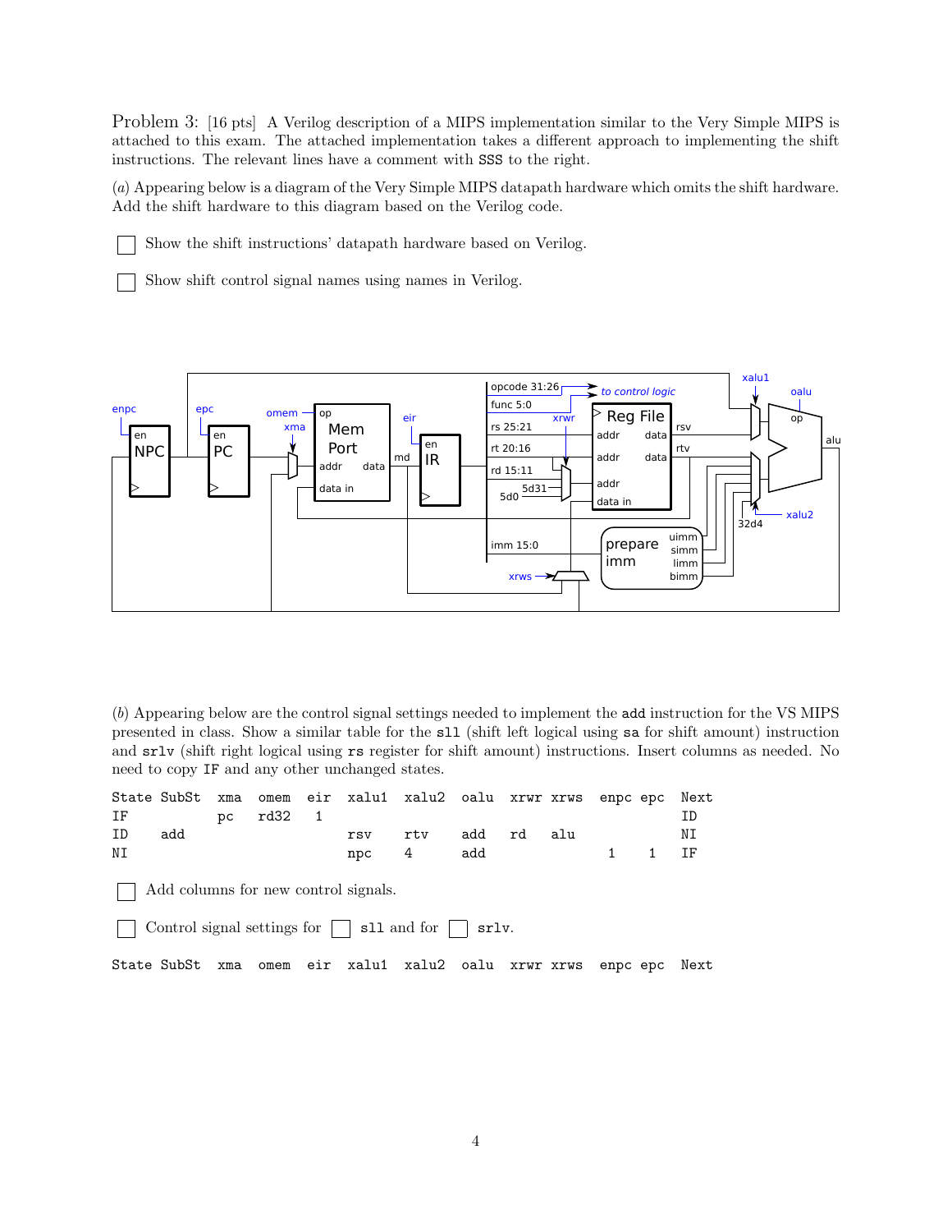Problem 3: [16 pts] A Verilog description of a MIPS implementation similar to the Very Simple MIPS is attached to this exam. The attached implementation takes a different approach to implementing the shift instructions. The relevant lines have a comment with `SSS` to the right.

(*a*) Appearing below is a diagram of the Very Simple MIPS datapath hardware which omits the shift hardware. Add the shift hardware to this diagram based on the Verilog code.

☐ Show the shift instructions' datapath hardware based on Verilog.

☐ Show shift control signal names using names in Verilog.

(*b*) Appearing below are the control signal settings needed to implement the `add` instruction for the VS MIPS presented in class. Show a similar table for the `sll` (shift left logical using `sa` for shift amount) instruction and `srlv` (shift right logical using `rs` register for shift amount) instructions. Insert columns as needed. No need to copy `IF` and any other unchanged states.

| State | SubSt | xma | omem | eir | xalu1 | xalu2 | oalu | xrwr | xrws | enpc | epc | Next |
|---|---|---|---|---|---|---|---|---|---|---|---|---|
| IF | | pc | rd32 | 1 | | | | | | | | ID |
| ID | add | | | | rsv | rtv | add | rd | alu | | | NI |
| NI | | | | | npc | 4 | add | | | 1 | 1 | IF |

☐ Add columns for new control signals.

☐ Control signal settings for ☐ `sll` and for ☐ `srlv`.

| State | SubSt | xma | omem | eir | xalu1 | xalu2 | oalu | xrwr | xrws | enpc | epc | Next |
|---|---|---|---|---|---|---|---|---|---|---|---|---|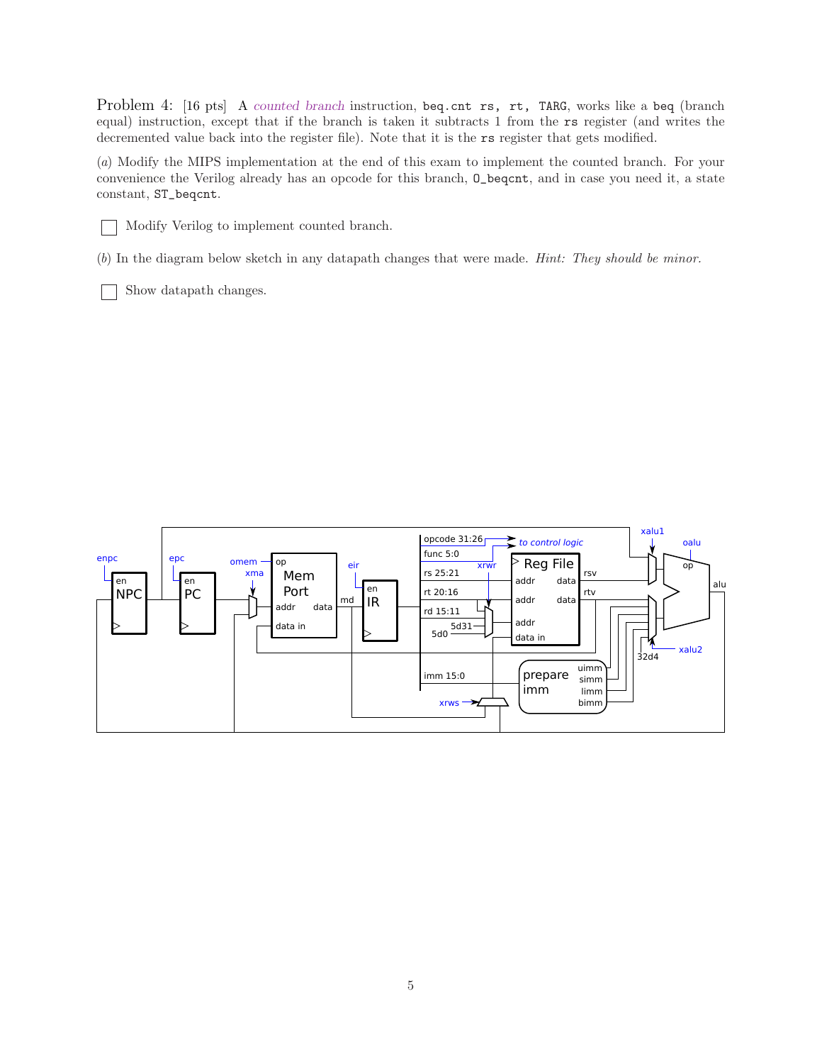Problem 4: [16 pts] A *counted branch* instruction, `beq.cnt rs, rt, TARG`, works like a `beq` (branch equal) instruction, except that if the branch is taken it subtracts 1 from the `rs` register (and writes the decremented value back into the register file). Note that it is the `rs` register that gets modified.

(*a*) Modify the MIPS implementation at the end of this exam to implement the counted branch. For your convenience the Verilog already has an opcode for this branch, `O_beqcnt`, and in case you need it, a state constant, `ST_beqcnt`.

☐ Modify Verilog to implement counted branch.

(*b*) In the diagram below sketch in any datapath changes that were made. *Hint: They should be minor.*

☐ Show datapath changes.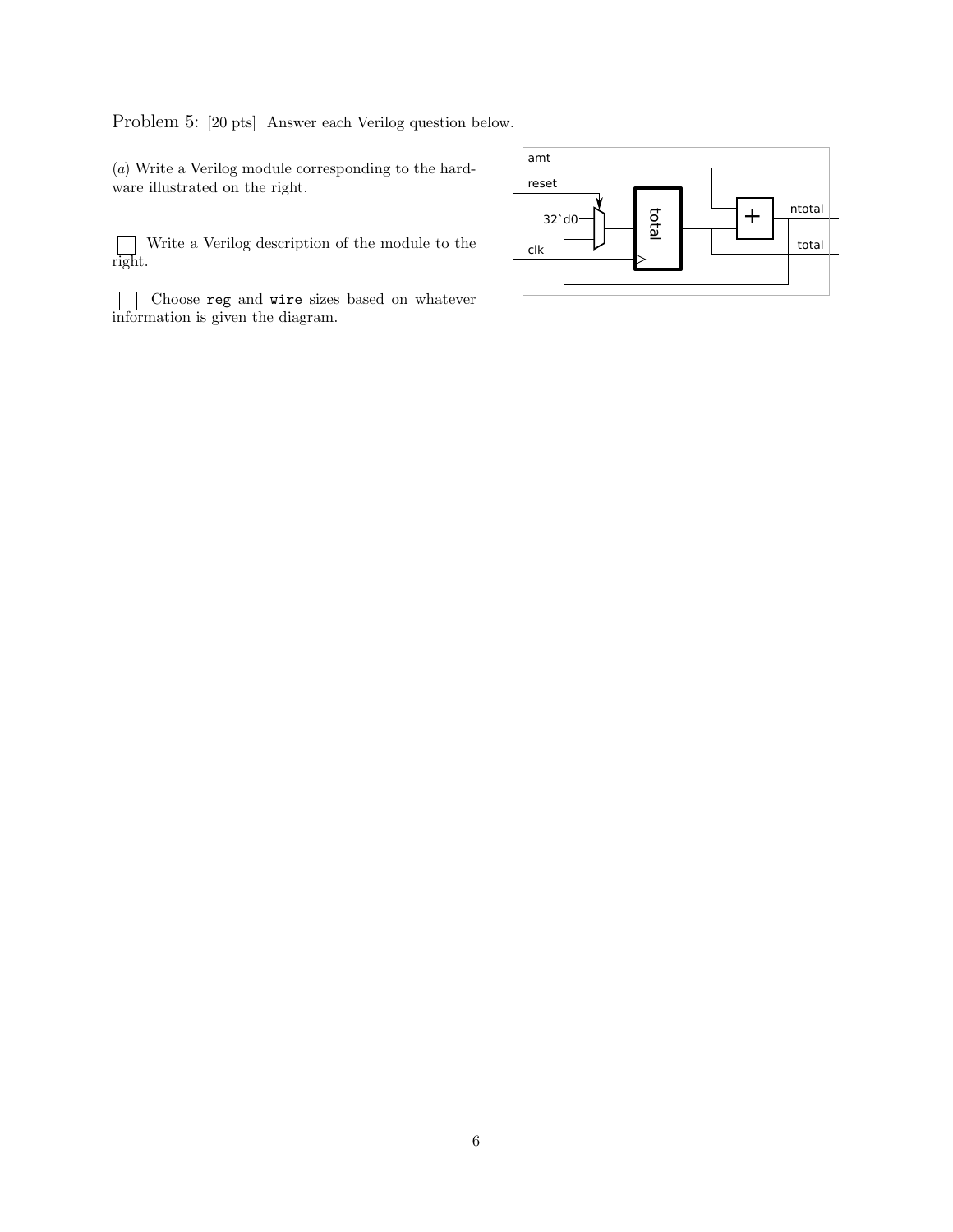Problem 5: [20 pts] Answer each Verilog question below.

(*a*) Write a Verilog module corresponding to the hardware illustrated on the right.

☐ Write a Verilog description of the module to the right.

☐ Choose `reg` and `wire` sizes based on whatever information is given the diagram.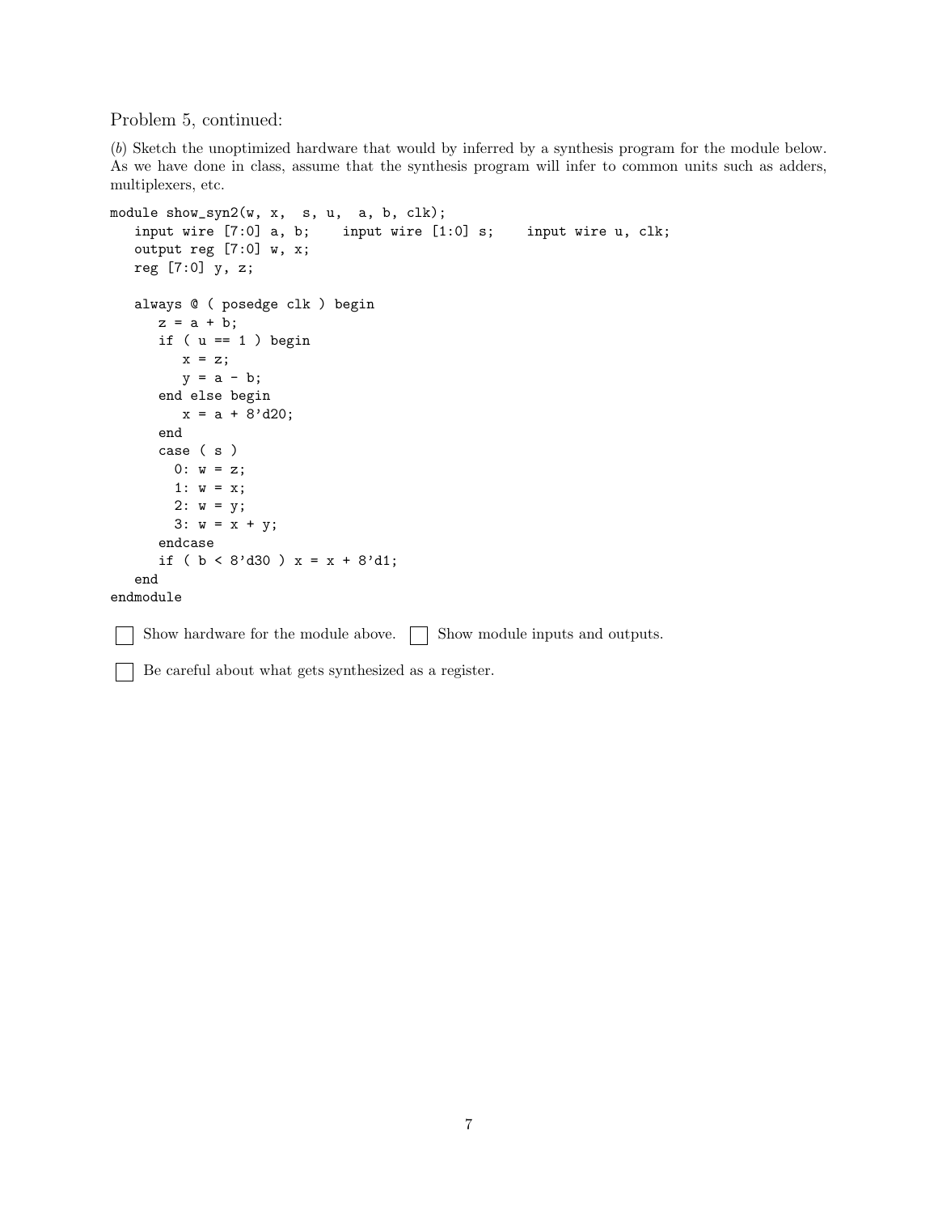Problem 5, continued:

(*b*) Sketch the unoptimized hardware that would by inferred by a synthesis program for the module below. As we have done in class, assume that the synthesis program will infer to common units such as adders, multiplexers, etc.

```
module show_syn2(w, x,  s, u,  a, b, clk);
   input wire [7:0] a, b;    input wire [1:0] s;    input wire u, clk;
   output reg [7:0] w, x;
   reg [7:0] y, z;

   always @ ( posedge clk ) begin
      z = a + b;
      if ( u == 1 ) begin
         x = z;
         y = a - b;
      end else begin
         x = a + 8'd20;
      end
      case ( s )
        0: w = z;
        1: w = x;
        2: w = y;
        3: w = x + y;
      endcase
      if ( b < 8'd30 ) x = x + 8'd1;
   end
endmodule
```

☐ Show hardware for the module above. ☐ Show module inputs and outputs.

☐ Be careful about what gets synthesized as a register.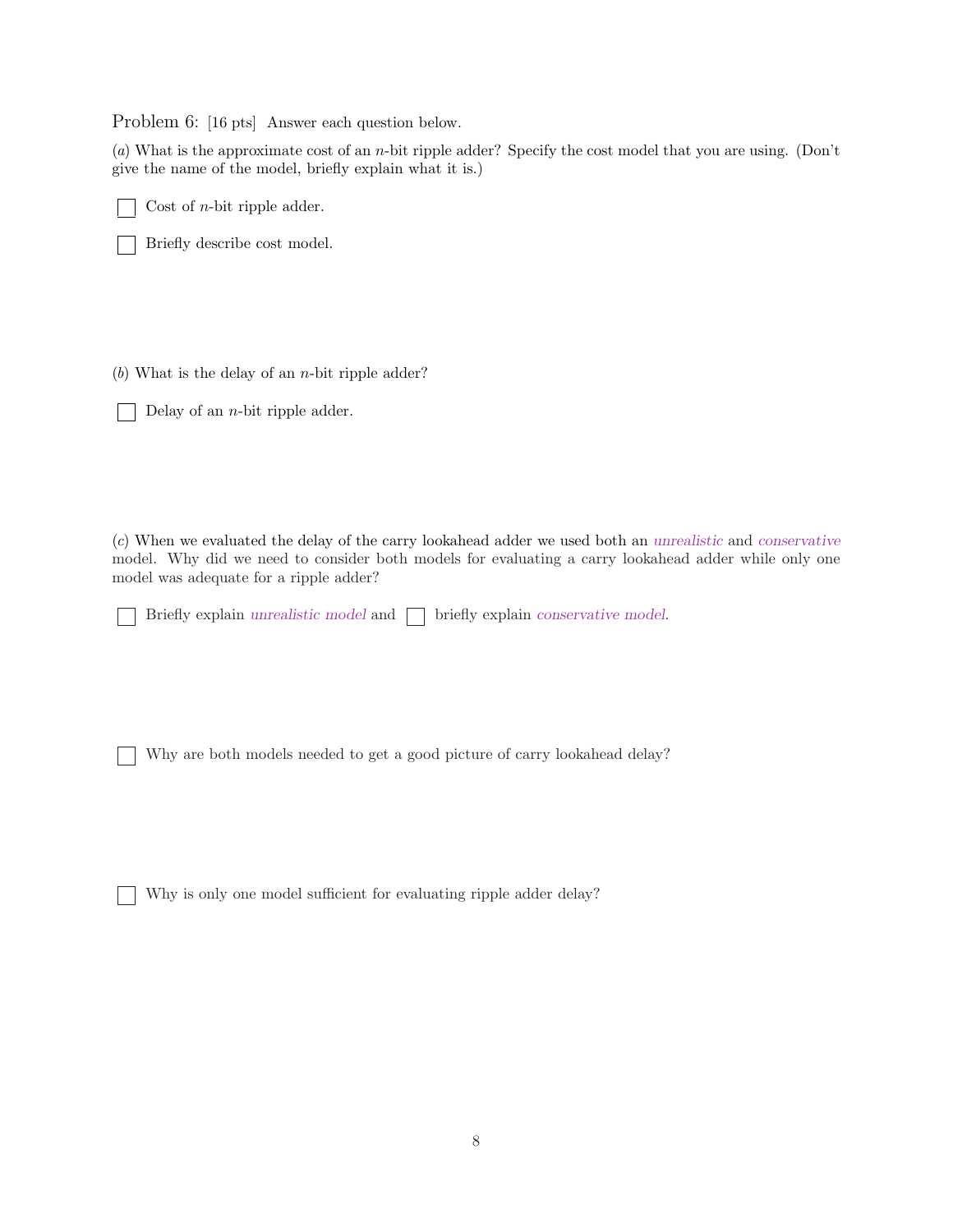Problem 6: [16 pts] Answer each question below.

(*a*) What is the approximate cost of an $n$-bit ripple adder? Specify the cost model that you are using. (Don't give the name of the model, briefly explain what it is.)

☐ Cost of $n$-bit ripple adder.

☐ Briefly describe cost model.

(*b*) What is the delay of an $n$-bit ripple adder?

☐ Delay of an $n$-bit ripple adder.

(*c*) When we evaluated the delay of the carry lookahead adder we used both an *unrealistic* and *conservative* model. Why did we need to consider both models for evaluating a carry lookahead adder while only one model was adequate for a ripple adder?

☐ Briefly explain *unrealistic model* and ☐ briefly explain *conservative model*.

☐ Why are both models needed to get a good picture of carry lookahead delay?

☐ Why is only one model sufficient for evaluating ripple adder delay?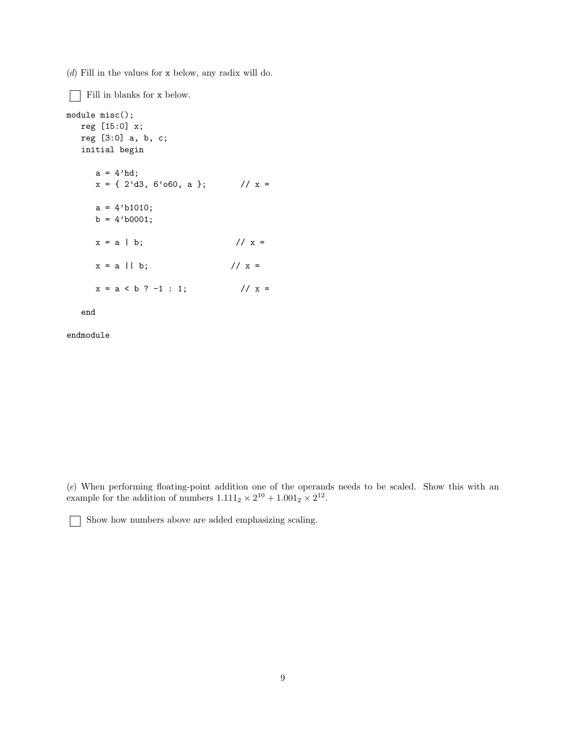(*d*) Fill in the values for `x` below, any radix will do.

☐ Fill in blanks for `x` below.

```
module misc();
   reg [15:0] x;
   reg [3:0] a, b, c;
   initial begin

      a = 4'hd;
      x = { 2'd3, 6'o60, a };        // x =

      a = 4'b1010;
      b = 4'b0001;

      x = a | b;                    // x =

      x = a || b;                  // x =

      x = a < b ? -1 : 1;           // x =

   end

endmodule
```

(*e*) When performing floating-point addition one of the operands needs to be scaled. Show this with an example for the addition of numbers $1.111_2 \times 2^{10} + 1.001_2 \times 2^{12}$.

☐ Show how numbers above are added emphasizing scaling.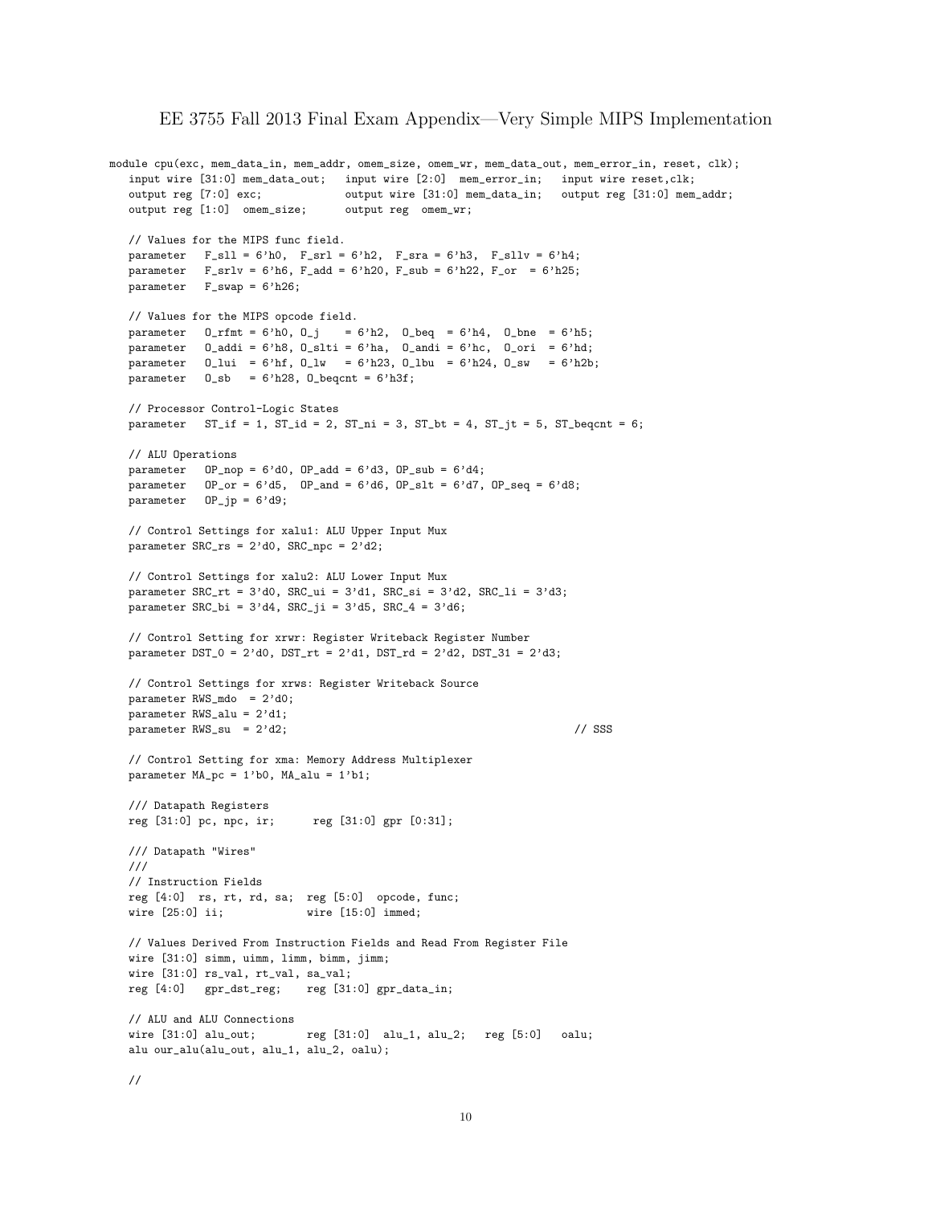# EE 3755 Fall 2013 Final Exam Appendix—Very Simple MIPS Implementation

```
module cpu(exc, mem_data_in, mem_addr, omem_size, omem_wr, mem_data_out, mem_error_in, reset, clk);
   input wire [31:0] mem_data_out;   input wire [2:0]  mem_error_in;   input wire reset,clk;
   output reg [7:0] exc;             output wire [31:0] mem_data_in;   output reg [31:0] mem_addr;
   output reg [1:0]  omem_size;      output reg  omem_wr;

   // Values for the MIPS func field.
   parameter   F_sll = 6'h0,  F_srl = 6'h2,  F_sra = 6'h3,  F_sllv = 6'h4;
   parameter   F_srlv = 6'h6, F_add = 6'h20, F_sub = 6'h22, F_or  = 6'h25;
   parameter   F_swap = 6'h26;

   // Values for the MIPS opcode field.
   parameter   O_rfmt = 6'h0, O_j    = 6'h2,  O_beq  = 6'h4,  O_bne  = 6'h5;
   parameter   O_addi = 6'h8, O_slti = 6'ha,  O_andi = 6'hc,  O_ori  = 6'hd;
   parameter   O_lui  = 6'hf, O_lw   = 6'h23, O_lbu  = 6'h24, O_sw   = 6'h2b;
   parameter   O_sb   = 6'h28, O_beqcnt = 6'h3f;

   // Processor Control-Logic States
   parameter   ST_if = 1, ST_id = 2, ST_ni = 3, ST_bt = 4, ST_jt = 5, ST_beqcnt = 6;

   // ALU Operations
   parameter   OP_nop = 6'd0, OP_add = 6'd3, OP_sub = 6'd4;
   parameter   OP_or = 6'd5,  OP_and = 6'd6, OP_slt = 6'd7, OP_seq = 6'd8;
   parameter   OP_jp = 6'd9;

   // Control Settings for xalu1: ALU Upper Input Mux
   parameter SRC_rs = 2'd0, SRC_npc = 2'd2;

   // Control Settings for xalu2: ALU Lower Input Mux
   parameter SRC_rt = 3'd0, SRC_ui = 3'd1, SRC_si = 3'd2, SRC_li = 3'd3;
   parameter SRC_bi = 3'd4, SRC_ji = 3'd5, SRC_4 = 3'd6;

   // Control Setting for xrwr: Register Writeback Register Number
   parameter DST_0 = 2'd0, DST_rt = 2'd1, DST_rd = 2'd2, DST_31 = 2'd3;

   // Control Settings for xrws: Register Writeback Source
   parameter RWS_mdo  = 2'd0;
   parameter RWS_alu = 2'd1;
   parameter RWS_su  = 2'd2;                                        // SSS

   // Control Setting for xma: Memory Address Multiplexer
   parameter MA_pc = 1'b0, MA_alu = 1'b1;

   /// Datapath Registers
   reg [31:0] pc, npc, ir;      reg [31:0] gpr [0:31];

   /// Datapath "Wires"
   ///
   // Instruction Fields
   reg [4:0]  rs, rt, rd, sa;  reg [5:0]  opcode, func;
   wire [25:0] ii;             wire [15:0] immed;

   // Values Derived From Instruction Fields and Read From Register File
   wire [31:0] simm, uimm, limm, bimm, jimm;
   wire [31:0] rs_val, rt_val, sa_val;
   reg [4:0]   gpr_dst_reg;    reg [31:0] gpr_data_in;

   // ALU and ALU Connections
   wire [31:0] alu_out;        reg [31:0]  alu_1, alu_2;   reg [5:0]   oalu;
   alu our_alu(alu_out, alu_1, alu_2, oalu);

   //
```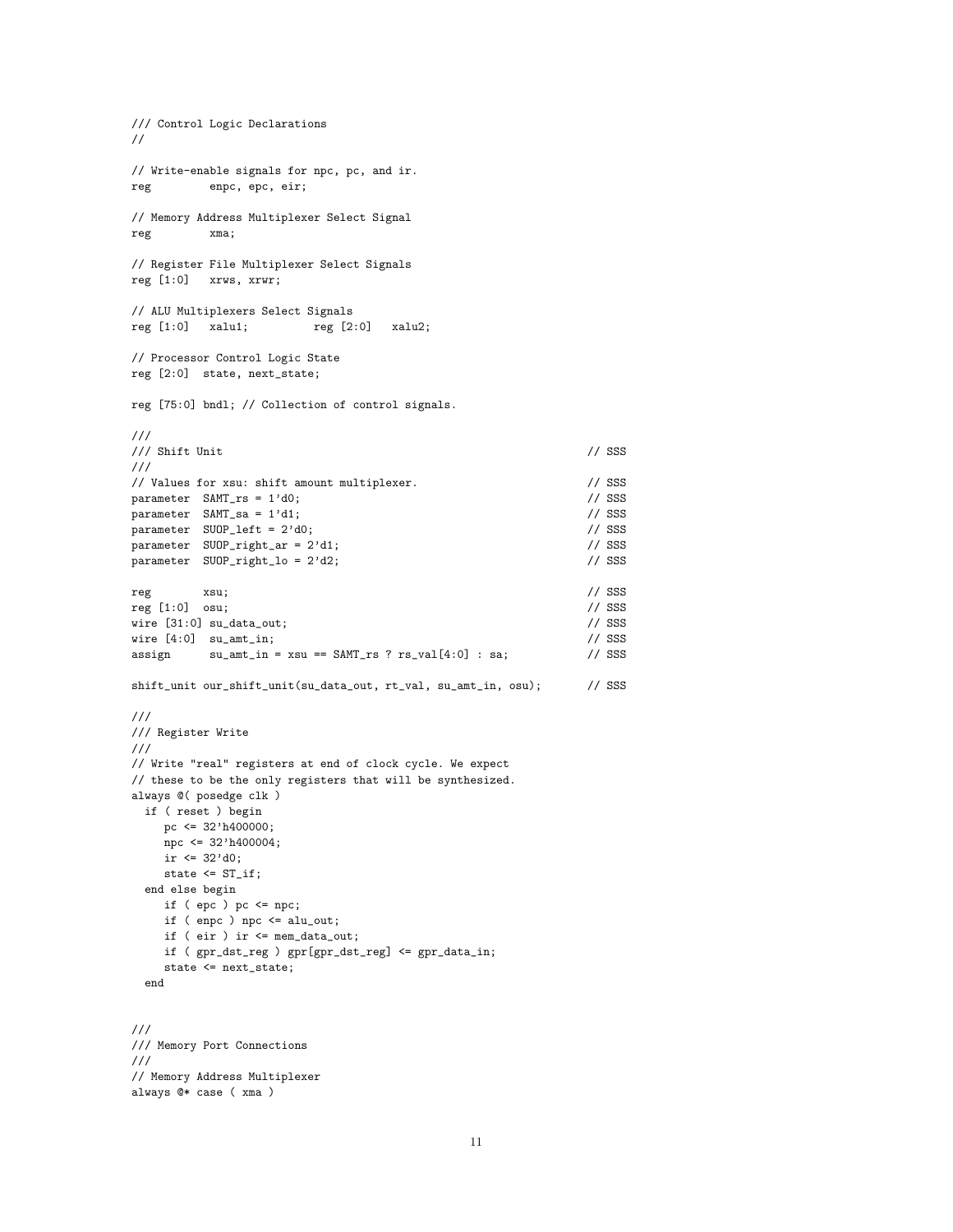```
/// Control Logic Declarations
//

// Write-enable signals for npc, pc, and ir.
reg         enpc, epc, eir;

// Memory Address Multiplexer Select Signal
reg         xma;

// Register File Multiplexer Select Signals
reg [1:0]   xrws, xrwr;

// ALU Multiplexers Select Signals
reg [1:0]   xalu1;          reg [2:0]   xalu2;

// Processor Control Logic State
reg [2:0]  state, next_state;

reg [75:0] bndl; // Collection of control signals.

///
/// Shift Unit                                                      // SSS
///
// Values for xsu: shift amount multiplexer.                        // SSS
parameter  SAMT_rs = 1'd0;                                          // SSS
parameter  SAMT_sa = 1'd1;                                          // SSS
parameter  SUOP_left = 2'd0;                                        // SSS
parameter  SUOP_right_ar = 2'd1;                                    // SSS
parameter  SUOP_right_lo = 2'd2;                                    // SSS

reg        xsu;                                                     // SSS
reg [1:0]  osu;                                                     // SSS
wire [31:0] su_data_out;                                            // SSS
wire [4:0]  su_amt_in;                                              // SSS
assign      su_amt_in = xsu == SAMT_rs ? rs_val[4:0] : sa;          // SSS

shift_unit our_shift_unit(su_data_out, rt_val, su_amt_in, osu);     // SSS

///
/// Register Write
///
// Write "real" registers at end of clock cycle. We expect
// these to be the only registers that will be synthesized.
always @( posedge clk )
  if ( reset ) begin
     pc <= 32'h400000;
     npc <= 32'h400004;
     ir <= 32'd0;
     state <= ST_if;
  end else begin
     if ( epc ) pc <= npc;
     if ( enpc ) npc <= alu_out;
     if ( eir ) ir <= mem_data_out;
     if ( gpr_dst_reg ) gpr[gpr_dst_reg] <= gpr_data_in;
     state <= next_state;
  end


///
/// Memory Port Connections
///
// Memory Address Multiplexer
always @* case ( xma )
```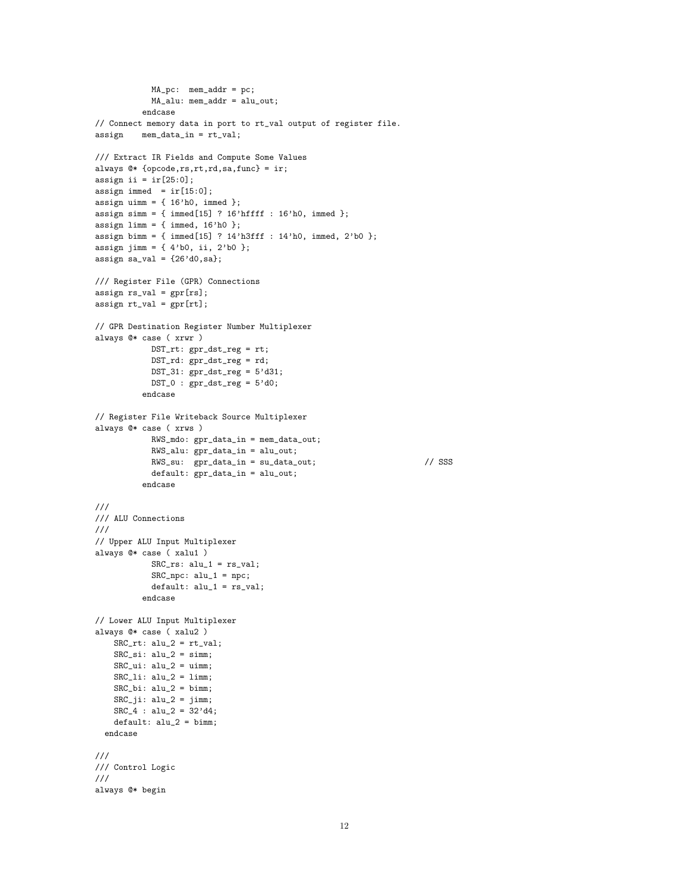```
          MA_pc:  mem_addr = pc;
          MA_alu: mem_addr = alu_out;
        endcase
// Connect memory data in port to rt_val output of register file.
assign    mem_data_in = rt_val;

/// Extract IR Fields and Compute Some Values
always @* {opcode,rs,rt,rd,sa,func} = ir;
assign ii = ir[25:0];
assign immed  = ir[15:0];
assign uimm = { 16'h0, immed };
assign simm = { immed[15] ? 16'hffff : 16'h0, immed };
assign limm = { immed, 16'h0 };
assign bimm = { immed[15] ? 14'h3fff : 14'h0, immed, 2'b0 };
assign jimm = { 4'b0, ii, 2'b0 };
assign sa_val = {26'd0,sa};

/// Register File (GPR) Connections
assign rs_val = gpr[rs];
assign rt_val = gpr[rt];

// GPR Destination Register Number Multiplexer
always @* case ( xrwr )
          DST_rt: gpr_dst_reg = rt;
          DST_rd: gpr_dst_reg = rd;
          DST_31: gpr_dst_reg = 5'd31;
          DST_0 : gpr_dst_reg = 5'd0;
        endcase

// Register File Writeback Source Multiplexer
always @* case ( xrws )
          RWS_mdo: gpr_data_in = mem_data_out;
          RWS_alu: gpr_data_in = alu_out;
          RWS_su:  gpr_data_in = su_data_out;                    // SSS
          default: gpr_data_in = alu_out;
        endcase

///
/// ALU Connections
///
// Upper ALU Input Multiplexer
always @* case ( xalu1 )
          SRC_rs: alu_1 = rs_val;
          SRC_npc: alu_1 = npc;
          default: alu_1 = rs_val;
        endcase

// Lower ALU Input Multiplexer
always @* case ( xalu2 )
    SRC_rt: alu_2 = rt_val;
    SRC_si: alu_2 = simm;
    SRC_ui: alu_2 = uimm;
    SRC_li: alu_2 = limm;
    SRC_bi: alu_2 = bimm;
    SRC_ji: alu_2 = jimm;
    SRC_4 : alu_2 = 32'd4;
    default: alu_2 = bimm;
  endcase

///
/// Control Logic
///
always @* begin
```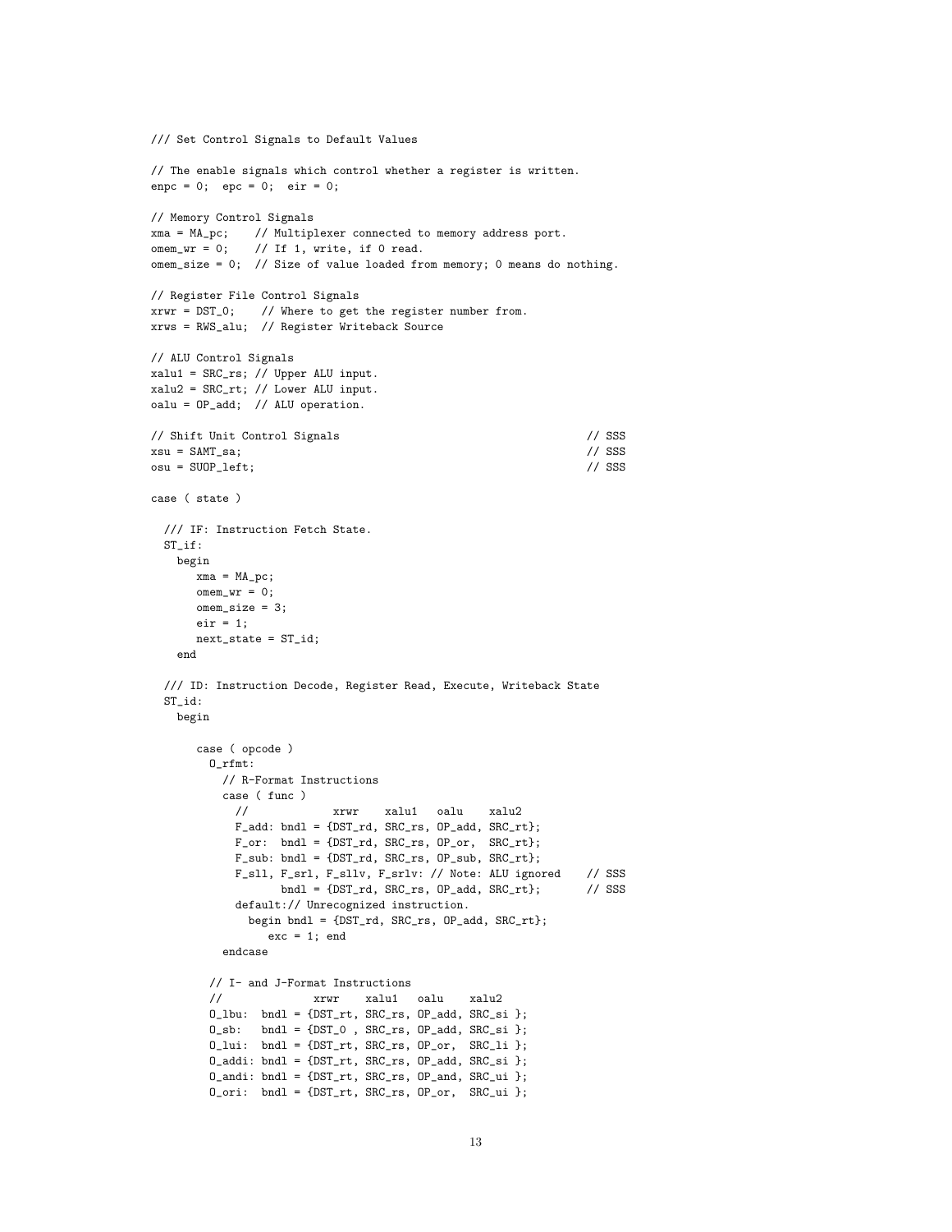```
/// Set Control Signals to Default Values

// The enable signals which control whether a register is written.
enpc = 0;  epc = 0;  eir = 0;

// Memory Control Signals
xma = MA_pc;    // Multiplexer connected to memory address port.
omem_wr = 0;    // If 1, write, if 0 read.
omem_size = 0;  // Size of value loaded from memory; 0 means do nothing.

// Register File Control Signals
xrwr = DST_0;    // Where to get the register number from.
xrws = RWS_alu;  // Register Writeback Source

// ALU Control Signals
xalu1 = SRC_rs; // Upper ALU input.
xalu2 = SRC_rt; // Lower ALU input.
oalu = OP_add;  // ALU operation.

// Shift Unit Control Signals                                    // SSS
xsu = SAMT_sa;                                                   // SSS
osu = SUOP_left;                                                 // SSS

case ( state )

  /// IF: Instruction Fetch State.
  ST_if:
    begin
       xma = MA_pc;
       omem_wr = 0;
       omem_size = 3;
       eir = 1;
       next_state = ST_id;
    end

  /// ID: Instruction Decode, Register Read, Execute, Writeback State
  ST_id:
    begin

       case ( opcode )
         O_rfmt:
           // R-Format Instructions
           case ( func )
             //             xrwr    xalu1   oalu    xalu2
             F_add: bndl = {DST_rd, SRC_rs, OP_add, SRC_rt};
             F_or:  bndl = {DST_rd, SRC_rs, OP_or,  SRC_rt};
             F_sub: bndl = {DST_rd, SRC_rs, OP_sub, SRC_rt};
             F_sll, F_srl, F_sllv, F_srlv: // Note: ALU ignored    // SSS
                    bndl = {DST_rd, SRC_rs, OP_add, SRC_rt};       // SSS
             default:// Unrecognized instruction.
               begin bndl = {DST_rd, SRC_rs, OP_add, SRC_rt};
                  exc = 1; end
           endcase

         // I- and J-Format Instructions
         //             xrwr    xalu1   oalu    xalu2
         O_lbu:  bndl = {DST_rt, SRC_rs, OP_add, SRC_si };
         O_sb:   bndl = {DST_0 , SRC_rs, OP_add, SRC_si };
         O_lui:  bndl = {DST_rt, SRC_rs, OP_or,  SRC_li };
         O_addi: bndl = {DST_rt, SRC_rs, OP_add, SRC_si };
         O_andi: bndl = {DST_rt, SRC_rs, OP_and, SRC_ui };
         O_ori:  bndl = {DST_rt, SRC_rs, OP_or,  SRC_ui };
```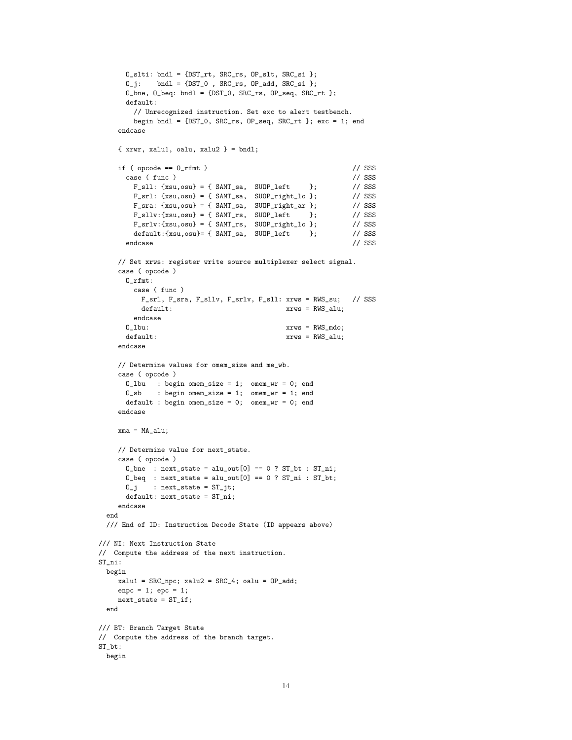```
      O_slti: bndl = {DST_rt, SRC_rs, OP_slt, SRC_si };
      O_j:    bndl = {DST_0 , SRC_rs, OP_add, SRC_si };
      O_bne, O_beq: bndl = {DST_0, SRC_rs, OP_seq, SRC_rt };
      default:
        // Unrecognized instruction. Set exc to alert testbench.
        begin bndl = {DST_0, SRC_rs, OP_seq, SRC_rt }; exc = 1; end
    endcase

    { xrwr, xalu1, oalu, xalu2 } = bndl;

    if ( opcode == O_rfmt )                                   // SSS
      case ( func )                                           // SSS
        F_sll: {xsu,osu} = { SAMT_sa,  SUOP_left     };       // SSS
        F_srl: {xsu,osu} = { SAMT_sa,  SUOP_right_lo };       // SSS
        F_sra: {xsu,osu} = { SAMT_sa,  SUOP_right_ar };       // SSS
        F_sllv:{xsu,osu} = { SAMT_rs,  SUOP_left     };       // SSS
        F_srlv:{xsu,osu} = { SAMT_rs,  SUOP_right_lo };       // SSS
        default:{xsu,osu}= { SAMT_sa,  SUOP_left     };       // SSS
      endcase                                                 // SSS

    // Set xrws: register write source multiplexer select signal.
    case ( opcode )
      O_rfmt:
        case ( func )
          F_srl, F_sra, F_sllv, F_srlv, F_sll: xrws = RWS_su;   // SSS
          default:                            xrws = RWS_alu;
        endcase
      O_lbu:                                  xrws = RWS_mdo;
      default:                                xrws = RWS_alu;
    endcase

    // Determine values for omem_size and me_wb.
    case ( opcode )
      O_lbu   : begin omem_size = 1;  omem_wr = 0; end
      O_sb    : begin omem_size = 1;  omem_wr = 1; end
      default : begin omem_size = 0;  omem_wr = 0; end
    endcase

    xma = MA_alu;

    // Determine value for next_state.
    case ( opcode )
      O_bne  : next_state = alu_out[0] == 0 ? ST_bt : ST_ni;
      O_beq  : next_state = alu_out[0] == 0 ? ST_ni : ST_bt;
      O_j    : next_state = ST_jt;
      default: next_state = ST_ni;
    endcase
  end
  /// End of ID: Instruction Decode State (ID appears above)

/// NI: Next Instruction State
//  Compute the address of the next instruction.
ST_ni:
  begin
    xalu1 = SRC_npc; xalu2 = SRC_4; oalu = OP_add;
    enpc = 1; epc = 1;
    next_state = ST_if;
  end

/// BT: Branch Target State
//  Compute the address of the branch target.
ST_bt:
  begin
```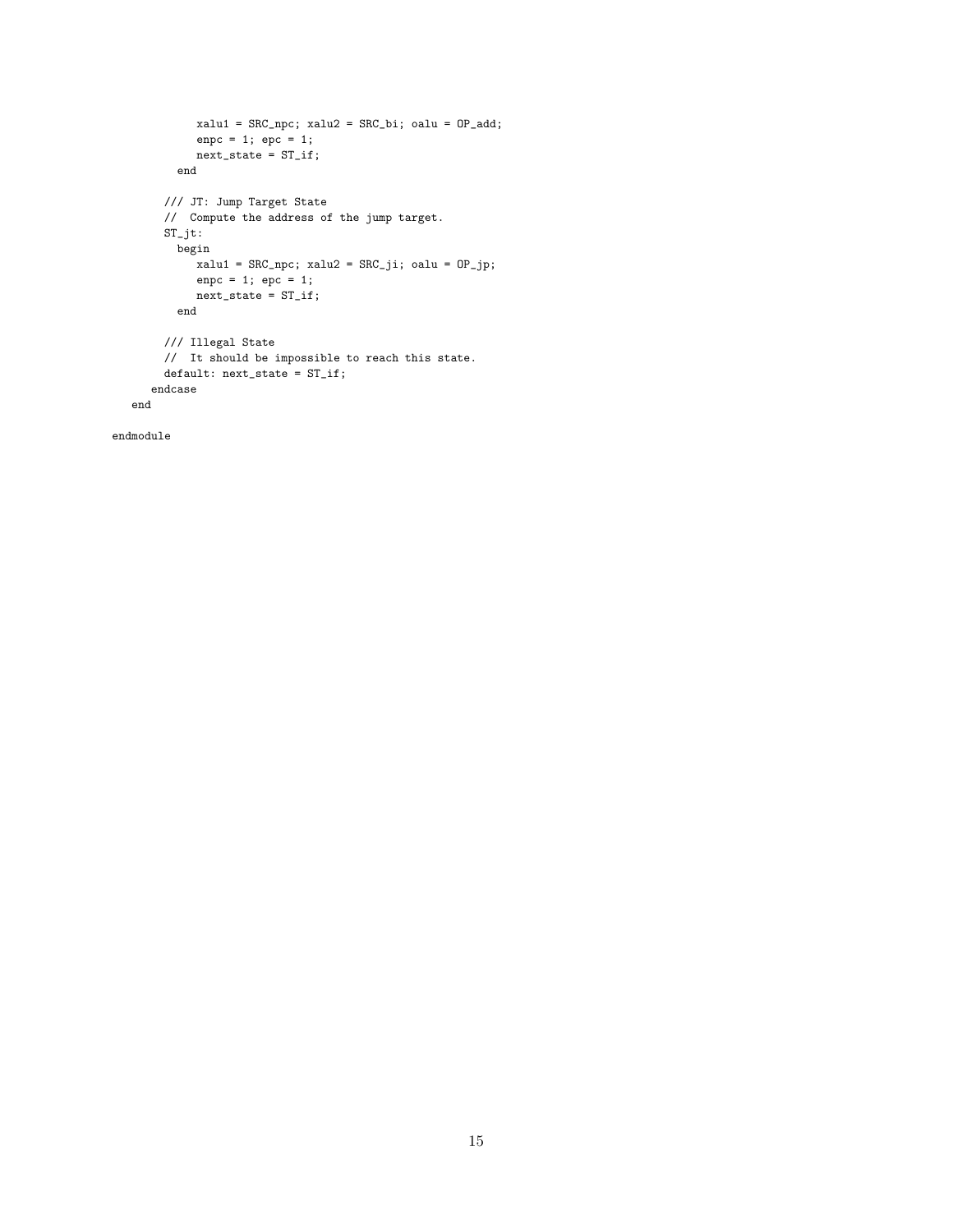```
            xalu1 = SRC_npc; xalu2 = SRC_bi; oalu = OP_add;
            enpc = 1; epc = 1;
            next_state = ST_if;
         end

       /// JT: Jump Target State
       //  Compute the address of the jump target.
       ST_jt:
         begin
            xalu1 = SRC_npc; xalu2 = SRC_ji; oalu = OP_jp;
            enpc = 1; epc = 1;
            next_state = ST_if;
         end

       /// Illegal State
       //  It should be impossible to reach this state.
       default: next_state = ST_if;
     endcase
   end

endmodule
```